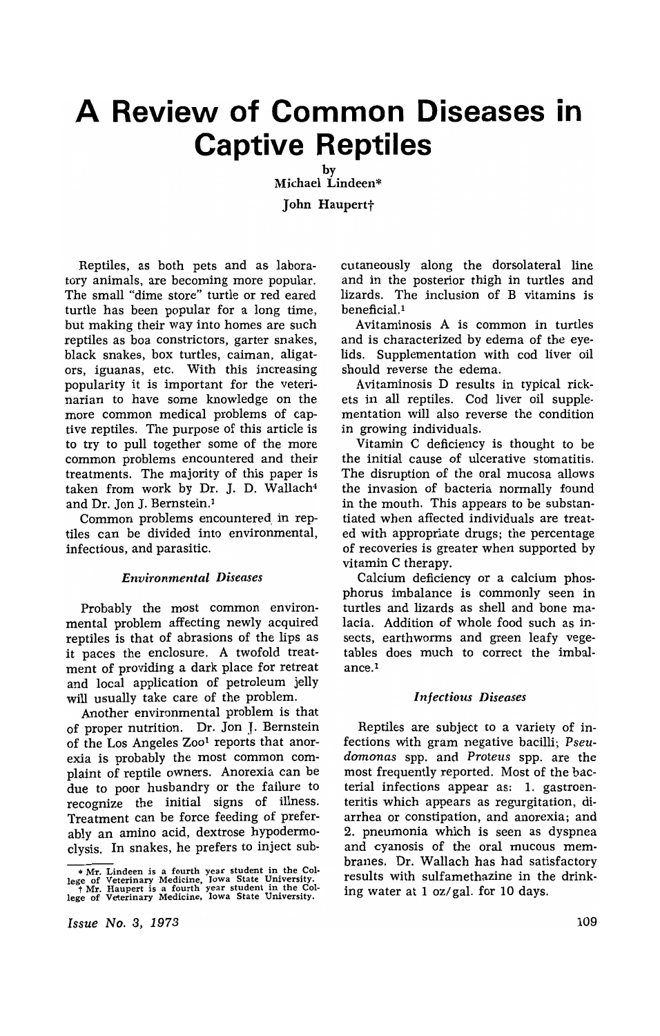# A Review of Common Diseases in Captive Reptiles

by

Michael Lindeen*

John Haupert†

Reptiles, as both pets and as laboratory animals, are becoming more popular. The small "dime store" turtle or red eared turtle has been popular for a long time, but making their way into homes are such reptiles as boa constrictors, garter snakes, black snakes, box turtles, caiman, aligators, iguanas, etc. With this increasing popularity it is important for the veterinarian to have some knowledge on the more common medical problems of captive reptiles. The purpose of this article is to try to pull together some of the more common problems encountered and their treatments. The majority of this paper is taken from work by Dr. J. D. Wallach[4] and Dr. Jon J. Bernstein.[1]

Common problems encountered in reptiles can be divided into environmental, infectious, and parasitic.

### *Environmental Diseases*

Probably the most common environmental problem affecting newly acquired reptiles is that of abrasions of the lips as it paces the enclosure. A twofold treatment of providing a dark place for retreat and local application of petroleum jelly will usually take care of the problem.

Another environmental problem is that of proper nutrition. Dr. Jon J. Bernstein of the Los Angeles Zoo[1] reports that anorexia is probably the most common complaint of reptile owners. Anorexia can be due to poor husbandry or the failure to recognize the initial signs of illness. Treatment can be force feeding of preferably an amino acid, dextrose hypodermoclysis. In snakes, he prefers to inject subcutaneously along the dorsolateral line and in the posterior thigh in turtles and lizards. The inclusion of B vitamins is beneficial.[1]

Avitaminosis A is common in turtles and is characterized by edema of the eyelids. Supplementation with cod liver oil should reverse the edema.

Avitaminosis D results in typical rickets in all reptiles. Cod liver oil supplementation will also reverse the condition in growing individuals.

Vitamin C deficiency is thought to be the initial cause of ulcerative stomatitis. The disruption of the oral mucosa allows the invasion of bacteria normally found in the mouth. This appears to be substantiated when affected individuals are treated with appropriate drugs; the percentage of recoveries is greater when supported by vitamin C therapy.

Calcium deficiency or a calcium phosphorus imbalance is commonly seen in turtles and lizards as shell and bone malacia. Addition of whole food such as insects, earthworms and green leafy vegetables does much to correct the imbalance.[1]

### *Infectious Diseases*

Reptiles are subject to a variety of infections with gram negative bacilli; *Pseudomonas* spp. and *Proteus* spp. are the most frequently reported. Most of the bacterial infections appear as: 1. gastroenteritis which appears as regurgitation, diarrhea or constipation, and anorexia; and 2. pneumonia which is seen as dyspnea and cyanosis of the oral mucous membranes. Dr. Wallach has had satisfactory results with sulfamethazine in the drinking water at 1 oz/gal. for 10 days.

---

\* Mr. Lindeen is a fourth year student in the College of Veterinary Medicine, Iowa State University.

† Mr. Haupert is a fourth year student in the College of Veterinary Medicine, Iowa State University.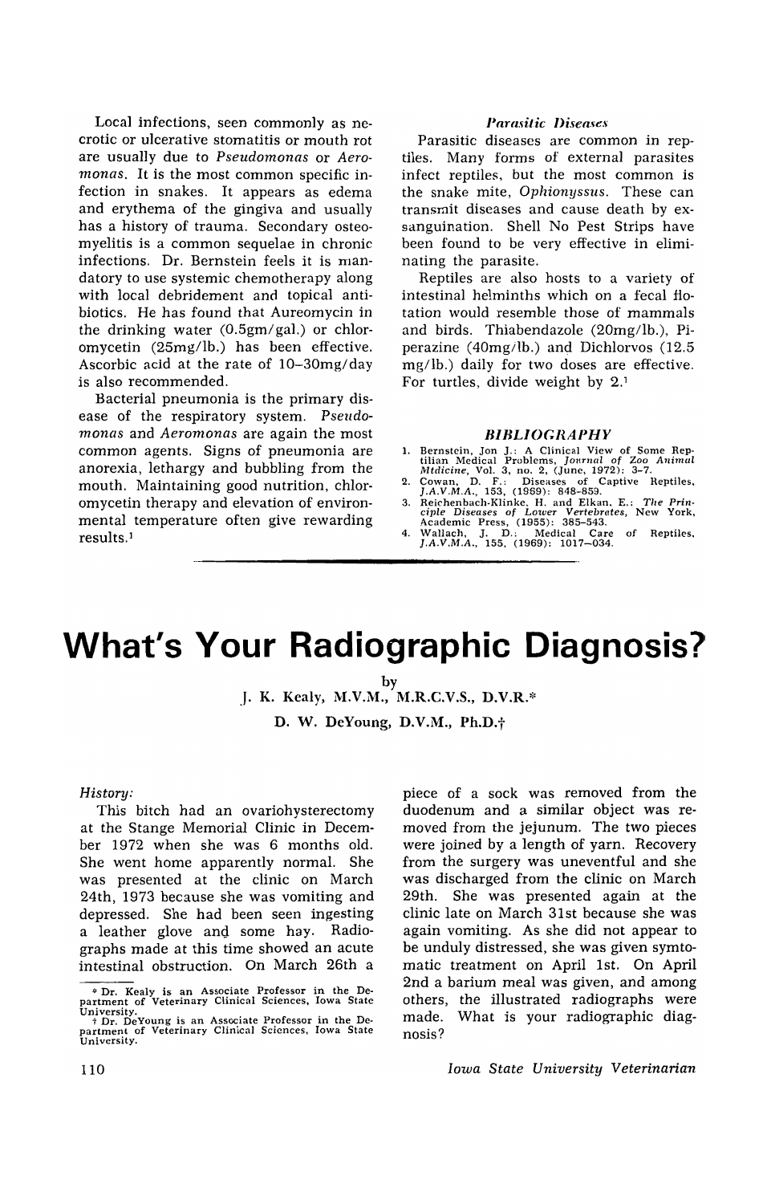Local infections, seen commonly as necrotic or ulcerative stomatitis or mouth rot are usually due to *Pseudomonas* or *Aeromonas*. It is the most common specific infection in snakes. It appears as edema and erythema of the gingiva and usually has a history of trauma. Secondary osteomyelitis is a common sequelae in chronic infections. Dr. Bernstein feels it is mandatory to use systemic chemotherapy along with local debridement and topical antibiotics. He has found that Aureomycin in the drinking water (0.5gm/gal.) or chloromycetin (25mg/lb.) has been effective. Ascorbic acid at the rate of 10–30mg/day is also recommended.

Bacterial pneumonia is the primary disease of the respiratory system. *Pseudomonas* and *Aeromonas* are again the most common agents. Signs of pneumonia are anorexia, lethargy and bubbling from the mouth. Maintaining good nutrition, chloromycetin therapy and elevation of environmental temperature often give rewarding results.[1]

### *Parasitic Diseases*

Parasitic diseases are common in reptiles. Many forms of external parasites infect reptiles, but the most common is the snake mite, *Ophionyssus*. These can transmit diseases and cause death by exsanguination. Shell No Pest Strips have been found to be very effective in eliminating the parasite.

Reptiles are also hosts to a variety of intestinal helminths which on a fecal flotation would resemble those of mammals and birds. Thiabendazole (20mg/lb.), Piperazine (40mg/lb.) and Dichlorvos (12.5 mg/lb.) daily for two doses are effective. For turtles, divide weight by 2.[1]

### *BIBLIOGRAPHY*

1. Bernstein, Jon J.: A Clinical View of Some Reptilian Medical Problems, *Journal of Zoo Animal Medicine*, Vol. 3, no. 2, (June, 1972): 3–7.
2. Cowan, D. F.: Diseases of Captive Reptiles, *J.A.V.M.A.*, 153, (1969): 848–859.
3. Reichenbach-Klinke, H. and Elkan, E.: *The Principle Diseases of Lower Vertebrates*, New York, Academic Press, (1955): 385–543.
4. Wallach, J. D.: Medical Care of Reptiles, *J.A.V.M.A.*, 155, (1969): 1017–034.

# What's Your Radiographic Diagnosis?

by

J. K. Kealy, M.V.M., M.R.C.V.S., D.V.R.*

D. W. DeYoung, D.V.M., Ph.D.†

*History:*

This bitch had an ovariohysterectomy at the Stange Memorial Clinic in December 1972 when she was 6 months old. She went home apparently normal. She was presented at the clinic on March 24th, 1973 because she was vomiting and depressed. She had been seen ingesting a leather glove and some hay. Radiographs made at this time showed an acute intestinal obstruction. On March 26th a piece of a sock was removed from the duodenum and a similar object was removed from the jejunum. The two pieces were joined by a length of yarn. Recovery from the surgery was uneventful and she was discharged from the clinic on March 29th. She was presented again at the clinic late on March 31st because she was again vomiting. As she did not appear to be unduly distressed, she was given symtomatic treatment on April 1st. On April 2nd a barium meal was given, and among others, the illustrated radiographs were made. What is your radiographic diagnosis?

* Dr. Kealy is an Associate Professor in the Department of Veterinary Clinical Sciences, Iowa State University.

† Dr. DeYoung is an Associate Professor in the Department of Veterinary Clinical Sciences, Iowa State University.